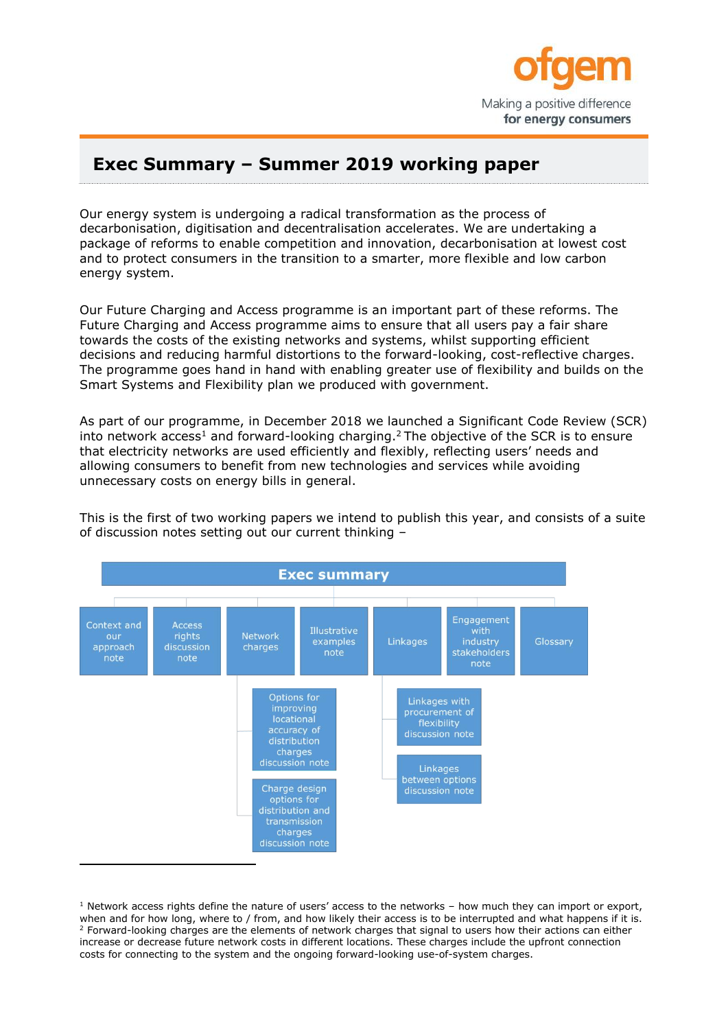# Exec Summary – Summer 2019 working paper

Our energy system is undergoing a radical transformation as the process of decarbonisation, digitisation and decentralisation accelerates. We are undertaking a package of reforms to enable competition and innovation, decarbonisation at lowest cost and to protect consumers in the transition to a smarter, more flexible and low carbon energy system.

Our Future Charging and Access programme is an important part of these reforms. The Future Charging and Access programme aims to ensure that all users pay a fair share towards the costs of the existing networks and systems, whilst supporting efficient decisions and reducing harmful distortions to the forward-looking, cost-reflective charges. The programme goes hand in hand with enabling greater use of flexibility and builds on the Smart Systems and Flexibility plan we produced with government.

As part of our programme, in December 2018 we launched a Significant Code Review (SCR) into network access[1] and forward-looking charging.[2] The objective of the SCR is to ensure that electricity networks are used efficiently and flexibly, reflecting users' needs and allowing consumers to benefit from new technologies and services while avoiding unnecessary costs on energy bills in general.

This is the first of two working papers we intend to publish this year, and consists of a suite of discussion notes setting out our current thinking –

- **Exec summary**
  - Context and our approach note
  - Access rights discussion note
  - Network charges
    - Options for improving locational accuracy of distribution charges discussion note
    - Charge design options for distribution and transmission charges discussion note
  - Illustrative examples note
  - Linkages
    - Linkages with procurement of flexibility discussion note
    - Linkages between options discussion note
  - Engagement with industry stakeholders note
  - Glossary

---

[1] Network access rights define the nature of users' access to the networks – how much they can import or export, when and for how long, where to / from, and how likely their access is to be interrupted and what happens if it is.

[2] Forward-looking charges are the elements of network charges that signal to users how their actions can either increase or decrease future network costs in different locations. These charges include the upfront connection costs for connecting to the system and the ongoing forward-looking use-of-system charges.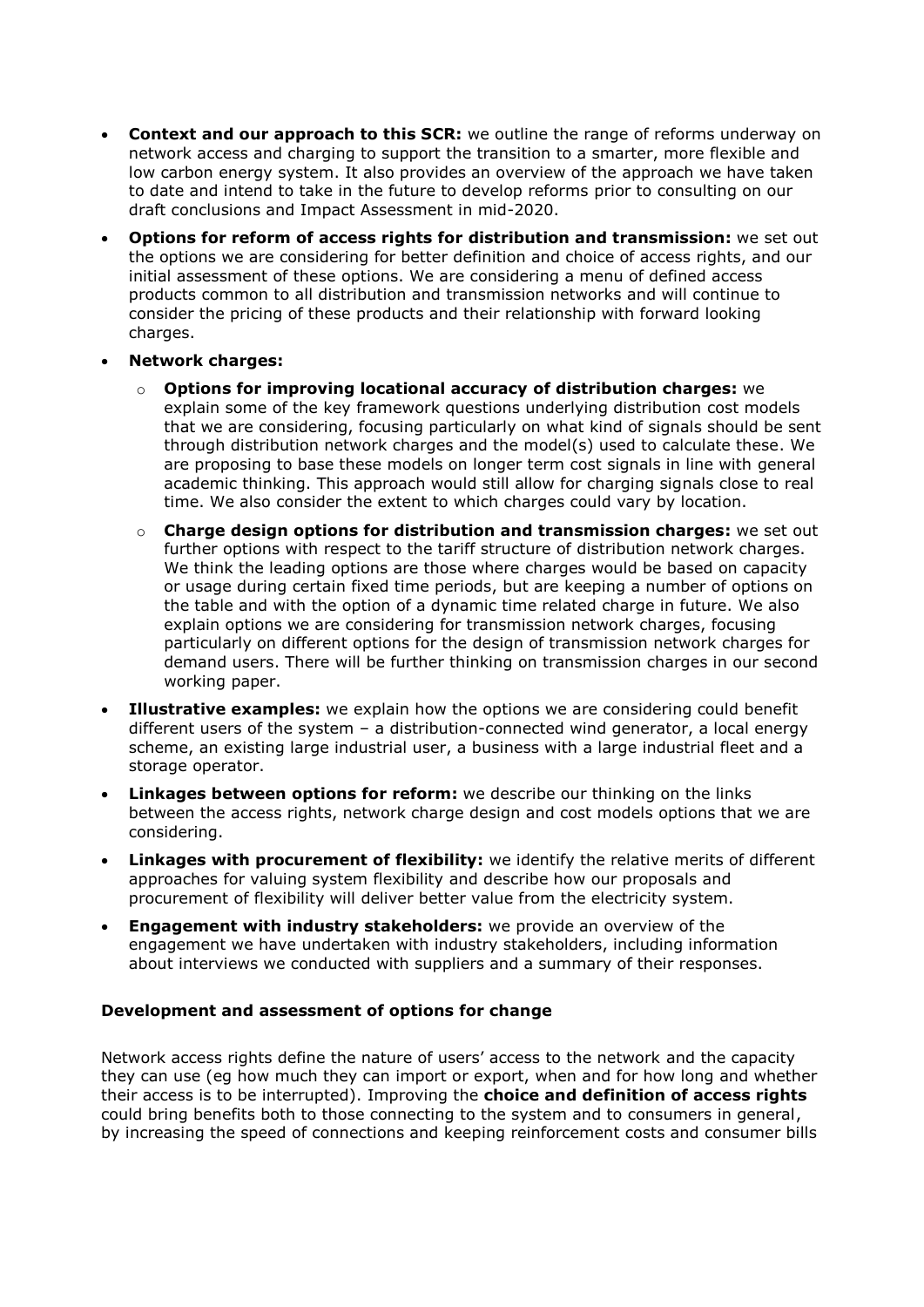- **Context and our approach to this SCR:** we outline the range of reforms underway on network access and charging to support the transition to a smarter, more flexible and low carbon energy system. It also provides an overview of the approach we have taken to date and intend to take in the future to develop reforms prior to consulting on our draft conclusions and Impact Assessment in mid-2020.
- **Options for reform of access rights for distribution and transmission:** we set out the options we are considering for better definition and choice of access rights, and our initial assessment of these options. We are considering a menu of defined access products common to all distribution and transmission networks and will continue to consider the pricing of these products and their relationship with forward looking charges.
- **Network charges:**
  - **Options for improving locational accuracy of distribution charges:** we explain some of the key framework questions underlying distribution cost models that we are considering, focusing particularly on what kind of signals should be sent through distribution network charges and the model(s) used to calculate these. We are proposing to base these models on longer term cost signals in line with general academic thinking. This approach would still allow for charging signals close to real time. We also consider the extent to which charges could vary by location.
  - **Charge design options for distribution and transmission charges:** we set out further options with respect to the tariff structure of distribution network charges. We think the leading options are those where charges would be based on capacity or usage during certain fixed time periods, but are keeping a number of options on the table and with the option of a dynamic time related charge in future. We also explain options we are considering for transmission network charges, focusing particularly on different options for the design of transmission network charges for demand users. There will be further thinking on transmission charges in our second working paper.
- **Illustrative examples:** we explain how the options we are considering could benefit different users of the system – a distribution-connected wind generator, a local energy scheme, an existing large industrial user, a business with a large industrial fleet and a storage operator.
- **Linkages between options for reform:** we describe our thinking on the links between the access rights, network charge design and cost models options that we are considering.
- **Linkages with procurement of flexibility:** we identify the relative merits of different approaches for valuing system flexibility and describe how our proposals and procurement of flexibility will deliver better value from the electricity system.
- **Engagement with industry stakeholders:** we provide an overview of the engagement we have undertaken with industry stakeholders, including information about interviews we conducted with suppliers and a summary of their responses.

### Development and assessment of options for change

Network access rights define the nature of users' access to the network and the capacity they can use (eg how much they can import or export, when and for how long and whether their access is to be interrupted). Improving the **choice and definition of access rights** could bring benefits both to those connecting to the system and to consumers in general, by increasing the speed of connections and keeping reinforcement costs and consumer bills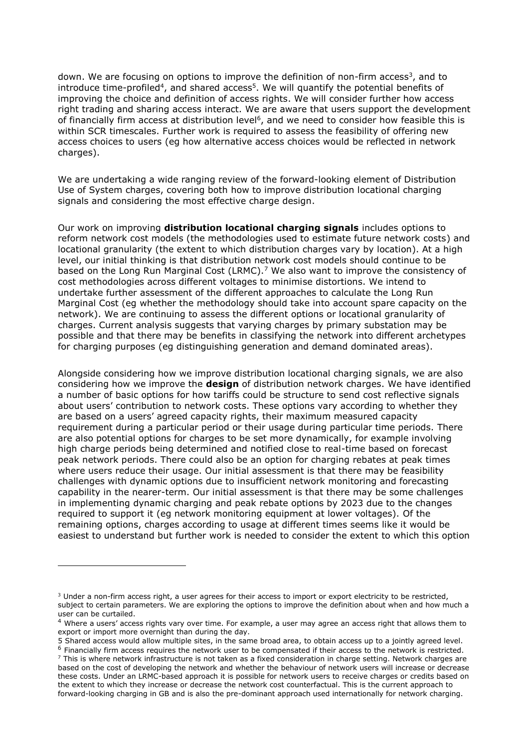down. We are focusing on options to improve the definition of non-firm access[3], and to introduce time-profiled[4], and shared access[5]. We will quantify the potential benefits of improving the choice and definition of access rights. We will consider further how access right trading and sharing access interact. We are aware that users support the development of financially firm access at distribution level[6], and we need to consider how feasible this is within SCR timescales. Further work is required to assess the feasibility of offering new access choices to users (eg how alternative access choices would be reflected in network charges).

We are undertaking a wide ranging review of the forward-looking element of Distribution Use of System charges, covering both how to improve distribution locational charging signals and considering the most effective charge design.

Our work on improving **distribution locational charging signals** includes options to reform network cost models (the methodologies used to estimate future network costs) and locational granularity (the extent to which distribution charges vary by location). At a high level, our initial thinking is that distribution network cost models should continue to be based on the Long Run Marginal Cost (LRMC).[7] We also want to improve the consistency of cost methodologies across different voltages to minimise distortions. We intend to undertake further assessment of the different approaches to calculate the Long Run Marginal Cost (eg whether the methodology should take into account spare capacity on the network). We are continuing to assess the different options or locational granularity of charges. Current analysis suggests that varying charges by primary substation may be possible and that there may be benefits in classifying the network into different archetypes for charging purposes (eg distinguishing generation and demand dominated areas).

Alongside considering how we improve distribution locational charging signals, we are also considering how we improve the **design** of distribution network charges. We have identified a number of basic options for how tariffs could be structure to send cost reflective signals about users' contribution to network costs. These options vary according to whether they are based on a users' agreed capacity rights, their maximum measured capacity requirement during a particular period or their usage during particular time periods. There are also potential options for charges to be set more dynamically, for example involving high charge periods being determined and notified close to real-time based on forecast peak network periods. There could also be an option for charging rebates at peak times where users reduce their usage. Our initial assessment is that there may be feasibility challenges with dynamic options due to insufficient network monitoring and forecasting capability in the nearer-term. Our initial assessment is that there may be some challenges in implementing dynamic charging and peak rebate options by 2023 due to the changes required to support it (eg network monitoring equipment at lower voltages). Of the remaining options, charges according to usage at different times seems like it would be easiest to understand but further work is needed to consider the extent to which this option

---

[3] Under a non-firm access right, a user agrees for their access to import or export electricity to be restricted, subject to certain parameters. We are exploring the options to improve the definition about when and how much a user can be curtailed.

[4] Where a users' access rights vary over time. For example, a user may agree an access right that allows them to export or import more overnight than during the day.

[5] Shared access would allow multiple sites, in the same broad area, to obtain access up to a jointly agreed level.

[6] Financially firm access requires the network user to be compensated if their access to the network is restricted.

[7] This is where network infrastructure is not taken as a fixed consideration in charge setting. Network charges are based on the cost of developing the network and whether the behaviour of network users will increase or decrease these costs. Under an LRMC-based approach it is possible for network users to receive charges or credits based on the extent to which they increase or decrease the network cost counterfactual. This is the current approach to forward-looking charging in GB and is also the pre-dominant approach used internationally for network charging.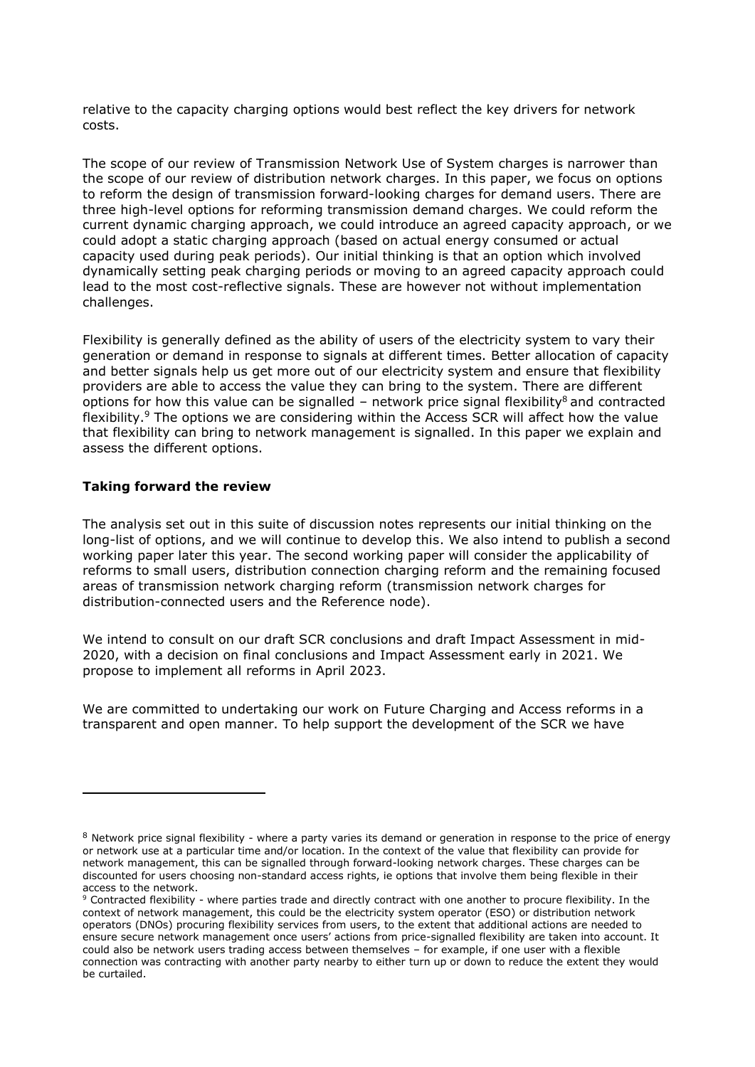relative to the capacity charging options would best reflect the key drivers for network costs.

The scope of our review of Transmission Network Use of System charges is narrower than the scope of our review of distribution network charges. In this paper, we focus on options to reform the design of transmission forward-looking charges for demand users. There are three high-level options for reforming transmission demand charges. We could reform the current dynamic charging approach, we could introduce an agreed capacity approach, or we could adopt a static charging approach (based on actual energy consumed or actual capacity used during peak periods). Our initial thinking is that an option which involved dynamically setting peak charging periods or moving to an agreed capacity approach could lead to the most cost-reflective signals. These are however not without implementation challenges.

Flexibility is generally defined as the ability of users of the electricity system to vary their generation or demand in response to signals at different times. Better allocation of capacity and better signals help us get more out of our electricity system and ensure that flexibility providers are able to access the value they can bring to the system. There are different options for how this value can be signalled – network price signal flexibility[8] and contracted flexibility.[9] The options we are considering within the Access SCR will affect how the value that flexibility can bring to network management is signalled. In this paper we explain and assess the different options.

**Taking forward the review**

The analysis set out in this suite of discussion notes represents our initial thinking on the long-list of options, and we will continue to develop this. We also intend to publish a second working paper later this year. The second working paper will consider the applicability of reforms to small users, distribution connection charging reform and the remaining focused areas of transmission network charging reform (transmission network charges for distribution-connected users and the Reference node).

We intend to consult on our draft SCR conclusions and draft Impact Assessment in mid-2020, with a decision on final conclusions and Impact Assessment early in 2021. We propose to implement all reforms in April 2023.

We are committed to undertaking our work on Future Charging and Access reforms in a transparent and open manner. To help support the development of the SCR we have

---

[8] Network price signal flexibility - where a party varies its demand or generation in response to the price of energy or network use at a particular time and/or location. In the context of the value that flexibility can provide for network management, this can be signalled through forward-looking network charges. These charges can be discounted for users choosing non-standard access rights, ie options that involve them being flexible in their access to the network.

[9] Contracted flexibility - where parties trade and directly contract with one another to procure flexibility. In the context of network management, this could be the electricity system operator (ESO) or distribution network operators (DNOs) procuring flexibility services from users, to the extent that additional actions are needed to ensure secure network management once users' actions from price-signalled flexibility are taken into account. It could also be network users trading access between themselves – for example, if one user with a flexible connection was contracting with another party nearby to either turn up or down to reduce the extent they would be curtailed.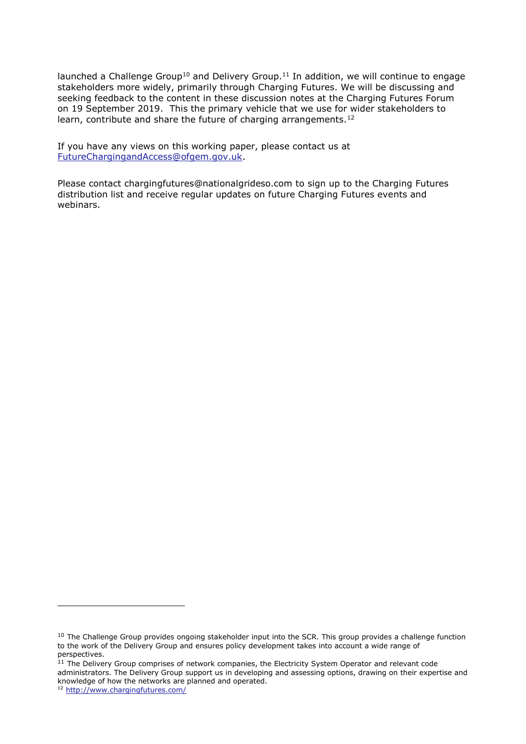launched a Challenge Group[10] and Delivery Group.[11] In addition, we will continue to engage stakeholders more widely, primarily through Charging Futures. We will be discussing and seeking feedback to the content in these discussion notes at the Charging Futures Forum on 19 September 2019. This the primary vehicle that we use for wider stakeholders to learn, contribute and share the future of charging arrangements.[12]

If you have any views on this working paper, please contact us at [FutureChargingandAccess@ofgem.gov.uk](mailto:FutureChargingandAccess@ofgem.gov.uk).

Please contact chargingfutures@nationalgrideso.com to sign up to the Charging Futures distribution list and receive regular updates on future Charging Futures events and webinars.

---

[10] The Challenge Group provides ongoing stakeholder input into the SCR. This group provides a challenge function to the work of the Delivery Group and ensures policy development takes into account a wide range of perspectives.

[11] The Delivery Group comprises of network companies, the Electricity System Operator and relevant code administrators. The Delivery Group support us in developing and assessing options, drawing on their expertise and knowledge of how the networks are planned and operated.

[12] [http://www.chargingfutures.com/](http://www.chargingfutures.com/)